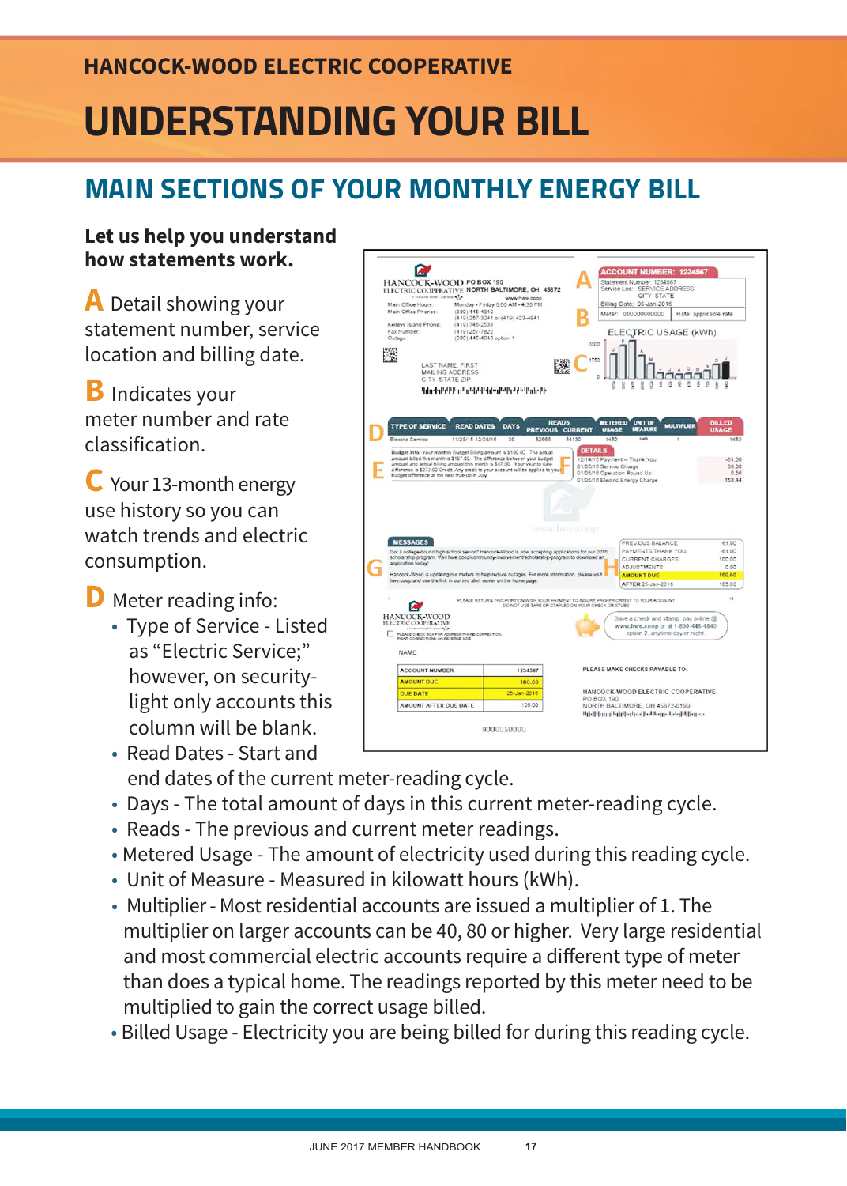HANCOCK-WOOD ELECTRIC COOPERATIVE

# UNDERSTANDING YOUR BILL

## MAIN SECTIONS OF YOUR MONTHLY ENERGY BILL

**Let us help you understand how statements work.**

**A** Detail showing your statement number, service location and billing date.

**B** Indicates your meter number and rate classification.

**C** Your 13-month energy use history so you can watch trends and electric consumption.

**D** Meter reading info:

- Type of Service - Listed as "Electric Service;" however, on security-light only accounts this column will be blank.
- Read Dates - Start and end dates of the current meter-reading cycle.
- Days - The total amount of days in this current meter-reading cycle.
- Reads - The previous and current meter readings.
- Metered Usage - The amount of electricity used during this reading cycle.
- Unit of Measure - Measured in kilowatt hours (kWh).
- Multiplier - Most residential accounts are issued a multiplier of 1. The multiplier on larger accounts can be 40, 80 or higher. Very large residential and most commercial electric accounts require a different type of meter than does a typical home. The readings reported by this meter need to be multiplied to gain the correct usage billed.
- Billed Usage - Electricity you are being billed for during this reading cycle.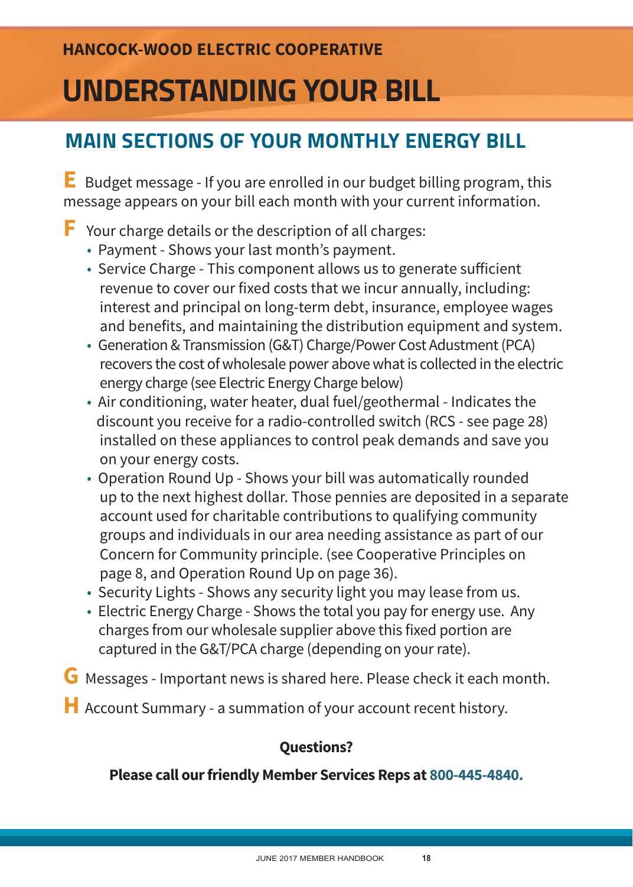HANCOCK-WOOD ELECTRIC COOPERATIVE

# UNDERSTANDING YOUR BILL

## MAIN SECTIONS OF YOUR MONTHLY ENERGY BILL

**E** Budget message - If you are enrolled in our budget billing program, this message appears on your bill each month with your current information.

**F** Your charge details or the description of all charges:

- Payment - Shows your last month's payment.
- Service Charge - This component allows us to generate sufficient revenue to cover our fixed costs that we incur annually, including: interest and principal on long-term debt, insurance, employee wages and benefits, and maintaining the distribution equipment and system.
- Generation & Transmission (G&T) Charge/Power Cost Adustment (PCA) recovers the cost of wholesale power above what is collected in the electric energy charge (see Electric Energy Charge below)
- Air conditioning, water heater, dual fuel/geothermal - Indicates the discount you receive for a radio-controlled switch (RCS - see page 28) installed on these appliances to control peak demands and save you on your energy costs.
- Operation Round Up - Shows your bill was automatically rounded up to the next highest dollar. Those pennies are deposited in a separate account used for charitable contributions to qualifying community groups and individuals in our area needing assistance as part of our Concern for Community principle. (see Cooperative Principles on page 8, and Operation Round Up on page 36).
- Security Lights - Shows any security light you may lease from us.
- Electric Energy Charge - Shows the total you pay for energy use. Any charges from our wholesale supplier above this fixed portion are captured in the G&T/PCA charge (depending on your rate).

**G** Messages - Important news is shared here. Please check it each month.

**H** Account Summary - a summation of your account recent history.

**Questions?**

**Please call our friendly Member Services Reps at 800-445-4840.**